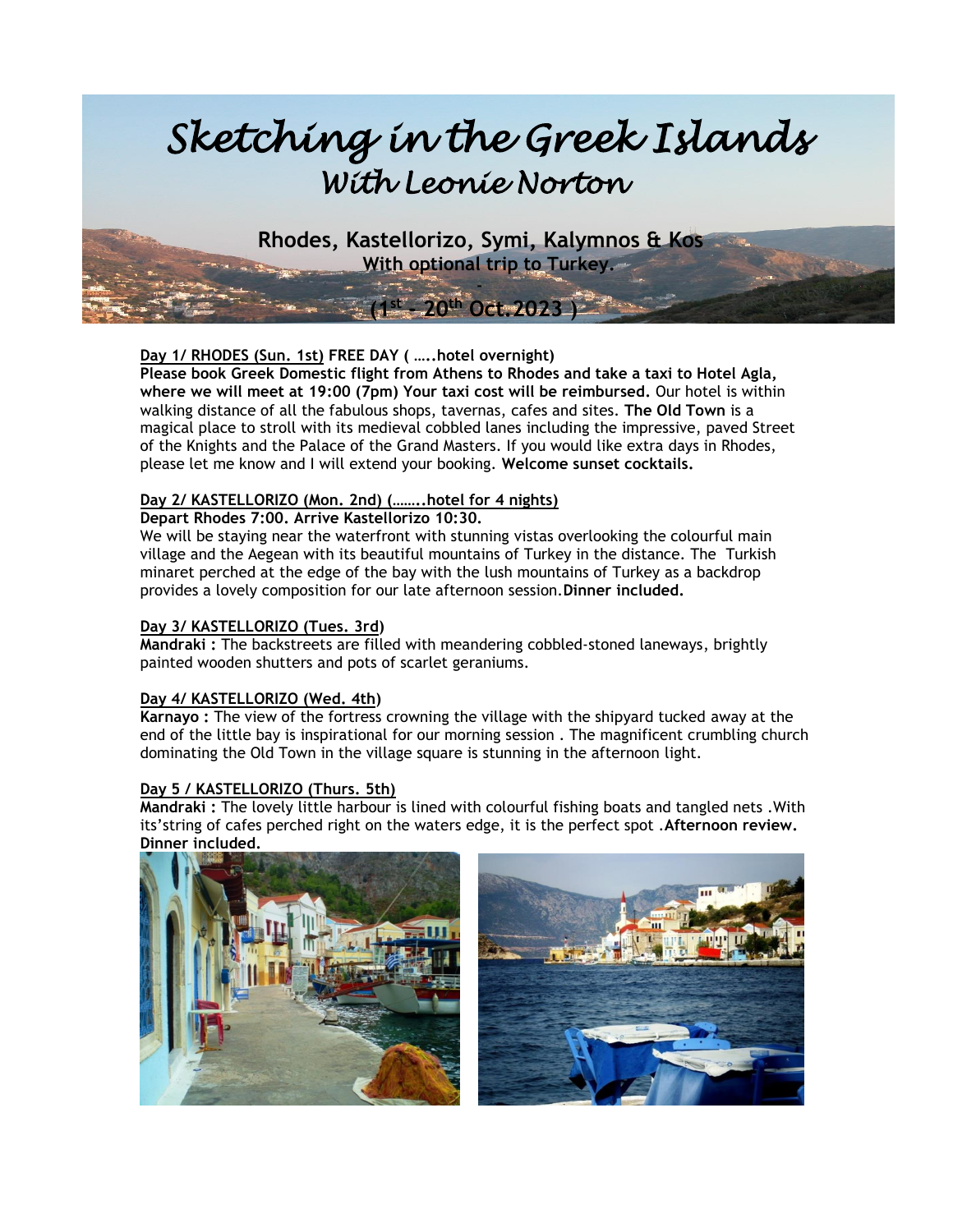# *Sketching in the Greek Islands*
## *With Leonie Norton*

**Rhodes, Kastellorizo, Symi, Kalymnos & Kos**
**With optional trip to Turkey.**

**(1st – 20th Oct.2023 )**

**Day 1/ RHODES (Sun. 1st) FREE DAY ( …..hotel overnight)**
**Please book Greek Domestic flight from Athens to Rhodes and take a taxi to Hotel Agla, where we will meet at 19:00 (7pm) Your taxi cost will be reimbursed.** Our hotel is within walking distance of all the fabulous shops, tavernas, cafes and sites. **The Old Town** is a magical place to stroll with its medieval cobbled lanes including the impressive, paved Street of the Knights and the Palace of the Grand Masters. If you would like extra days in Rhodes, please let me know and I will extend your booking. **Welcome sunset cocktails.**

**Day 2/ KASTELLORIZO (Mon. 2nd) (……..hotel for 4 nights)**
**Depart Rhodes 7:00. Arrive Kastellorizo 10:30.**
We will be staying near the waterfront with stunning vistas overlooking the colourful main village and the Aegean with its beautiful mountains of Turkey in the distance. The Turkish minaret perched at the edge of the bay with the lush mountains of Turkey as a backdrop provides a lovely composition for our late afternoon session.**Dinner included.**

**Day 3/ KASTELLORIZO (Tues. 3rd)**
**Mandraki :** The backstreets are filled with meandering cobbled-stoned laneways, brightly painted wooden shutters and pots of scarlet geraniums.

**Day 4/ KASTELLORIZO (Wed. 4th)**
**Karnayo :** The view of the fortress crowning the village with the shipyard tucked away at the end of the little bay is inspirational for our morning session . The magnificent crumbling church dominating the Old Town in the village square is stunning in the afternoon light.

**Day 5 / KASTELLORIZO (Thurs. 5th)**
**Mandraki :** The lovely little harbour is lined with colourful fishing boats and tangled nets .With its'string of cafes perched right on the waters edge, it is the perfect spot .**Afternoon review. Dinner included.**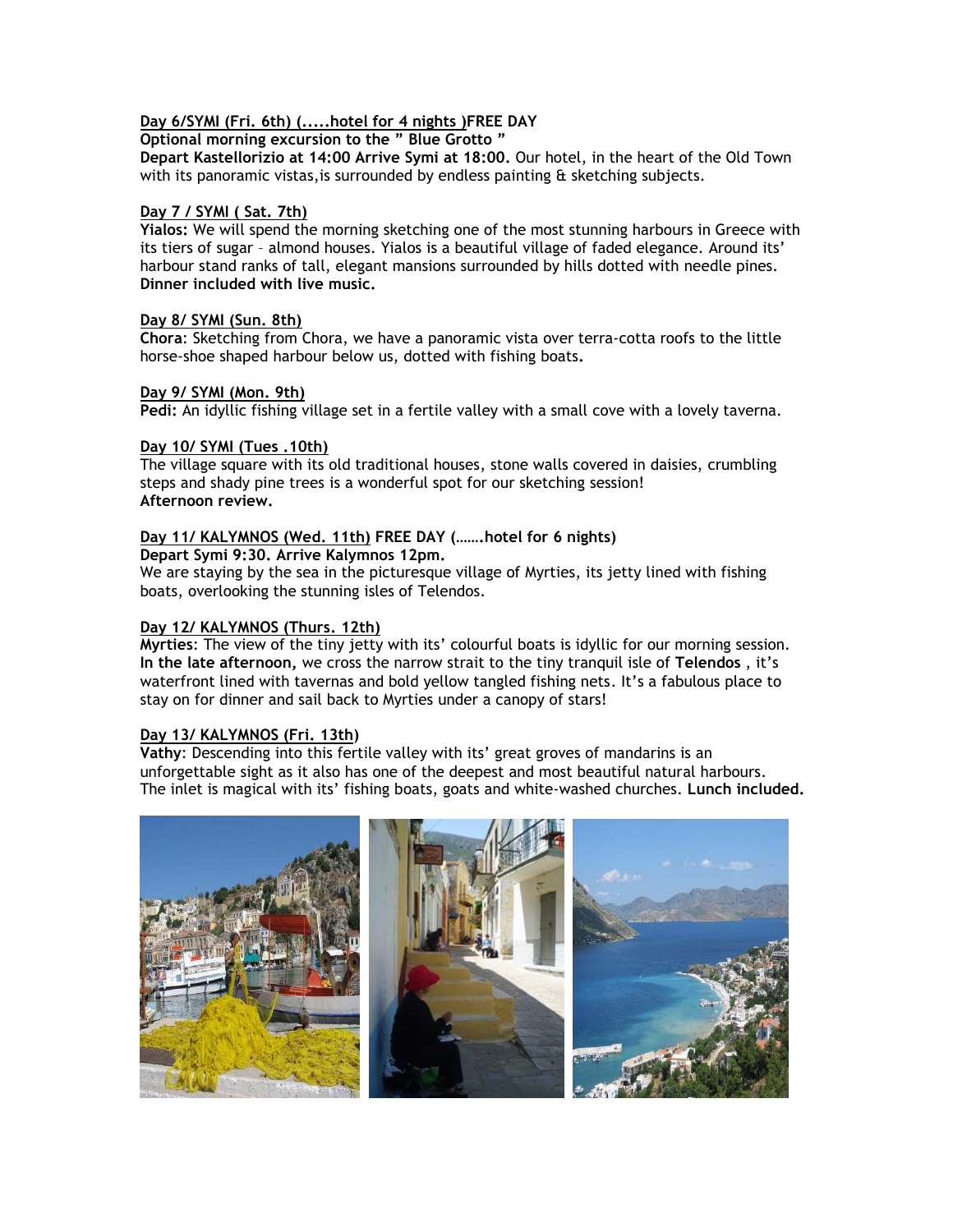**Day 6/SYMI (Fri. 6th) (.....hotel for 4 nights )FREE DAY**

**Optional morning excursion to the " Blue Grotto "**

**Depart Kastellorizio at 14:00 Arrive Symi at 18:00.** Our hotel, in the heart of the Old Town with its panoramic vistas,is surrounded by endless painting & sketching subjects.

**Day 7 / SYMI ( Sat. 7th)**

**Yialos:** We will spend the morning sketching one of the most stunning harbours in Greece with its tiers of sugar – almond houses. Yialos is a beautiful village of faded elegance. Around its' harbour stand ranks of tall, elegant mansions surrounded by hills dotted with needle pines. **Dinner included with live music.**

**Day 8/ SYMI (Sun. 8th)**

**Chora**: Sketching from Chora, we have a panoramic vista over terra-cotta roofs to the little horse-shoe shaped harbour below us, dotted with fishing boats.

**Day 9/ SYMI (Mon. 9th)**

**Pedi:** An idyllic fishing village set in a fertile valley with a small cove with a lovely taverna.

**Day 10/ SYMI (Tues .10th)**

The village square with its old traditional houses, stone walls covered in daisies, crumbling steps and shady pine trees is a wonderful spot for our sketching session!
**Afternoon review.**

**Day 11/ KALYMNOS (Wed. 11th) FREE DAY (.......hotel for 6 nights)**

**Depart Symi 9:30. Arrive Kalymnos 12pm.**

We are staying by the sea in the picturesque village of Myrties, its jetty lined with fishing boats, overlooking the stunning isles of Telendos.

**Day 12/ KALYMNOS (Thurs. 12th)**

**Myrties**: The view of the tiny jetty with its' colourful boats is idyllic for our morning session. **In the late afternoon,** we cross the narrow strait to the tiny tranquil isle of **Telendos** , it's waterfront lined with tavernas and bold yellow tangled fishing nets. It's a fabulous place to stay on for dinner and sail back to Myrties under a canopy of stars!

**Day 13/ KALYMNOS (Fri. 13th)**

**Vathy**: Descending into this fertile valley with its' great groves of mandarins is an unforgettable sight as it also has one of the deepest and most beautiful natural harbours. The inlet is magical with its' fishing boats, goats and white-washed churches. **Lunch included.**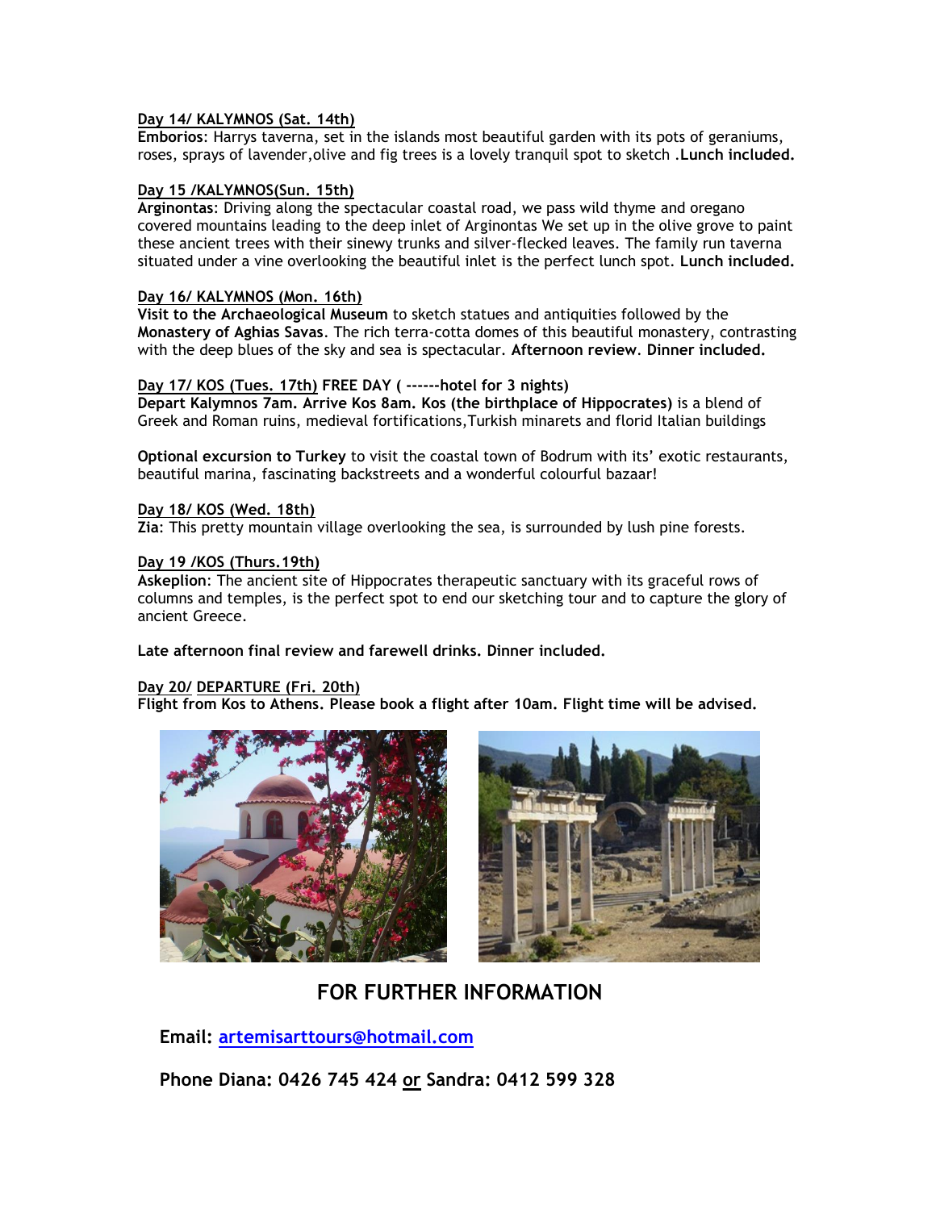**Day 14/ KALYMNOS (Sat. 14th)**
**Emborios**: Harrys taverna, set in the islands most beautiful garden with its pots of geraniums, roses, sprays of lavender,olive and fig trees is a lovely tranquil spot to sketch .**Lunch included.**

**Day 15 /KALYMNOS(Sun. 15th)**
**Arginontas**: Driving along the spectacular coastal road, we pass wild thyme and oregano covered mountains leading to the deep inlet of Arginontas We set up in the olive grove to paint these ancient trees with their sinewy trunks and silver-flecked leaves. The family run taverna situated under a vine overlooking the beautiful inlet is the perfect lunch spot. **Lunch included.**

**Day 16/ KALYMNOS (Mon. 16th)**
**Visit to the Archaeological Museum** to sketch statues and antiquities followed by the **Monastery of Aghias Savas**. The rich terra-cotta domes of this beautiful monastery, contrasting with the deep blues of the sky and sea is spectacular. **Afternoon review**. **Dinner included.**

**Day 17/ KOS (Tues. 17th) FREE DAY ( ------hotel for 3 nights)**
**Depart Kalymnos 7am. Arrive Kos 8am. Kos (the birthplace of Hippocrates)** is a blend of Greek and Roman ruins, medieval fortifications,Turkish minarets and florid Italian buildings

**Optional excursion to Turkey** to visit the coastal town of Bodrum with its' exotic restaurants, beautiful marina, fascinating backstreets and a wonderful colourful bazaar!

**Day 18/ KOS (Wed. 18th)**
**Zia**: This pretty mountain village overlooking the sea, is surrounded by lush pine forests.

**Day 19 /KOS (Thurs.19th)**
**Askeplion**: The ancient site of Hippocrates therapeutic sanctuary with its graceful rows of columns and temples, is the perfect spot to end our sketching tour and to capture the glory of ancient Greece.

**Late afternoon final review and farewell drinks. Dinner included.**

**Day 20/ DEPARTURE (Fri. 20th)**
**Flight from Kos to Athens. Please book a flight after 10am. Flight time will be advised.**

## FOR FURTHER INFORMATION

**Email: artemisarttours@hotmail.com**

**Phone Diana: 0426 745 424 or Sandra: 0412 599 328**